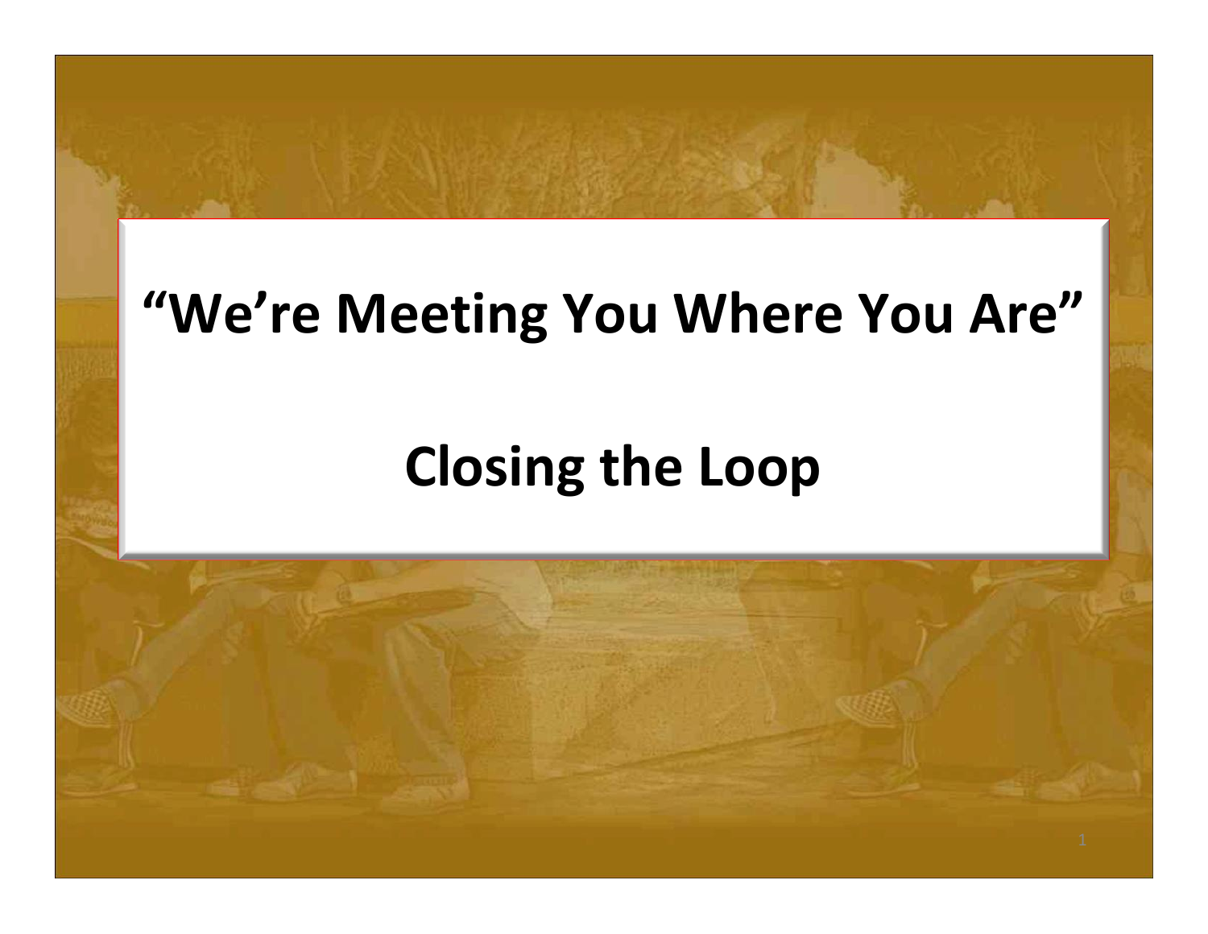# "We're Meeting You Where You Are"

# Closing the Loop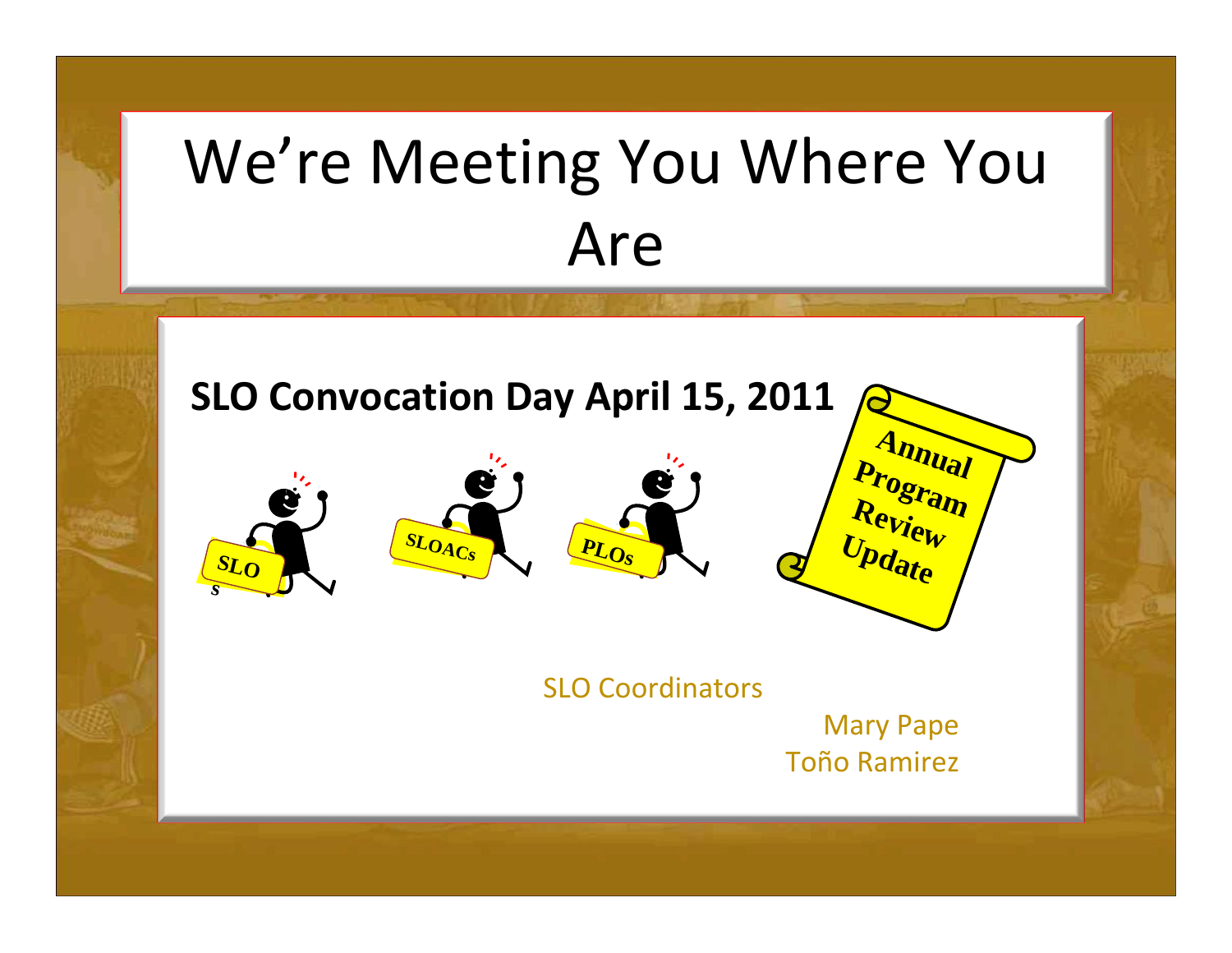# We're Meeting You Where You Are

**SLO Convocation Day April 15, 2011**

SLOs SLOACs PLOs

Annual Program Review Update

SLO Coordinators

Mary Pape
Toño Ramirez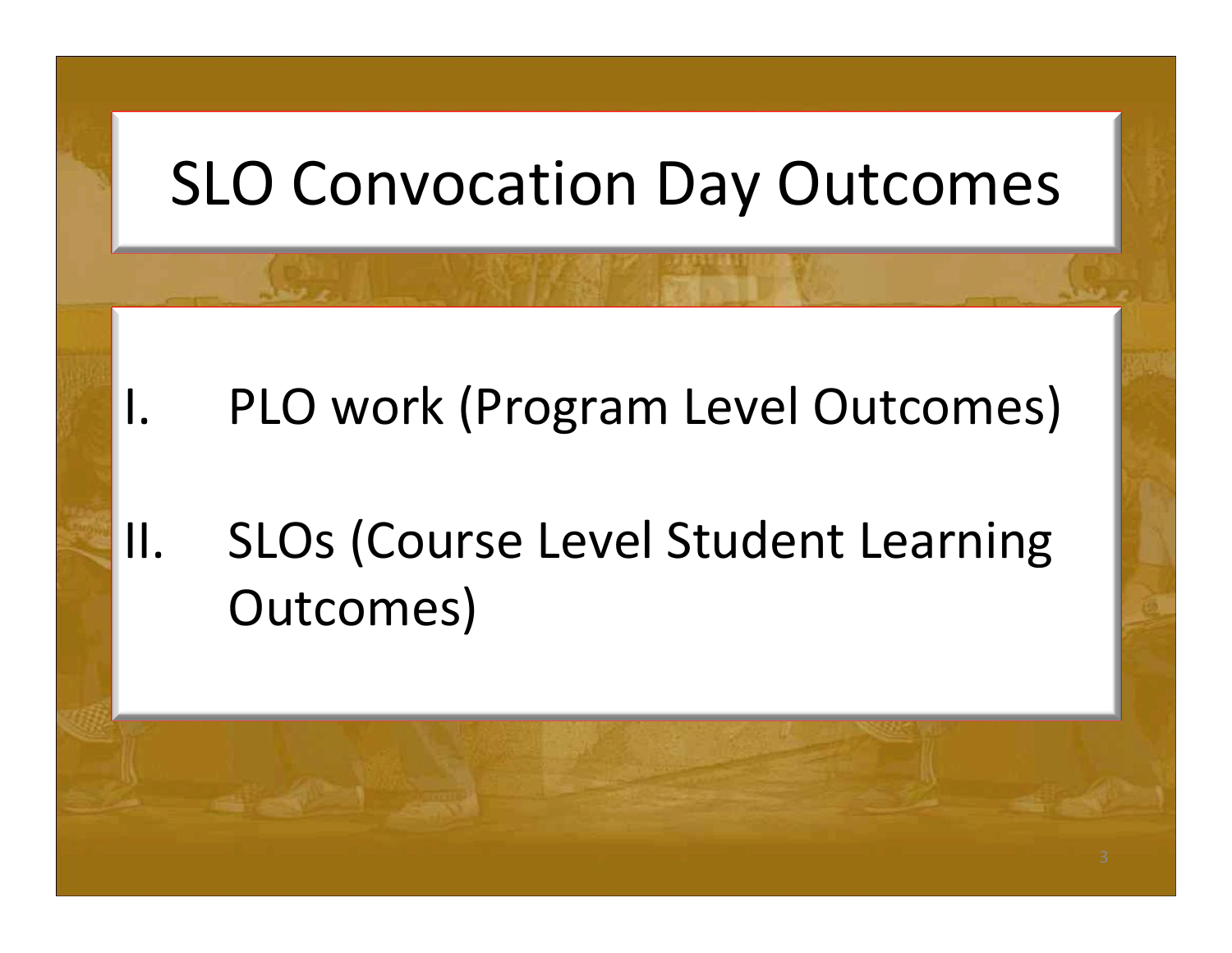# SLO Convocation Day Outcomes

I. PLO work (Program Level Outcomes)

II. SLOs (Course Level Student Learning Outcomes)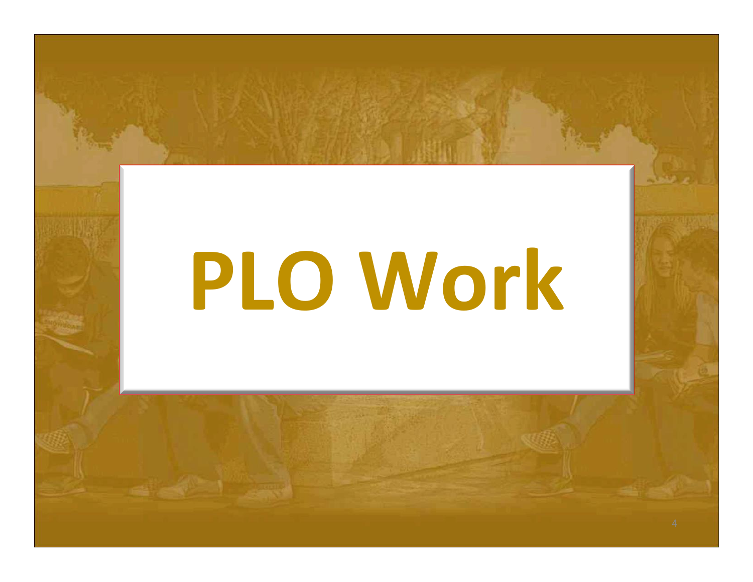# PLO Work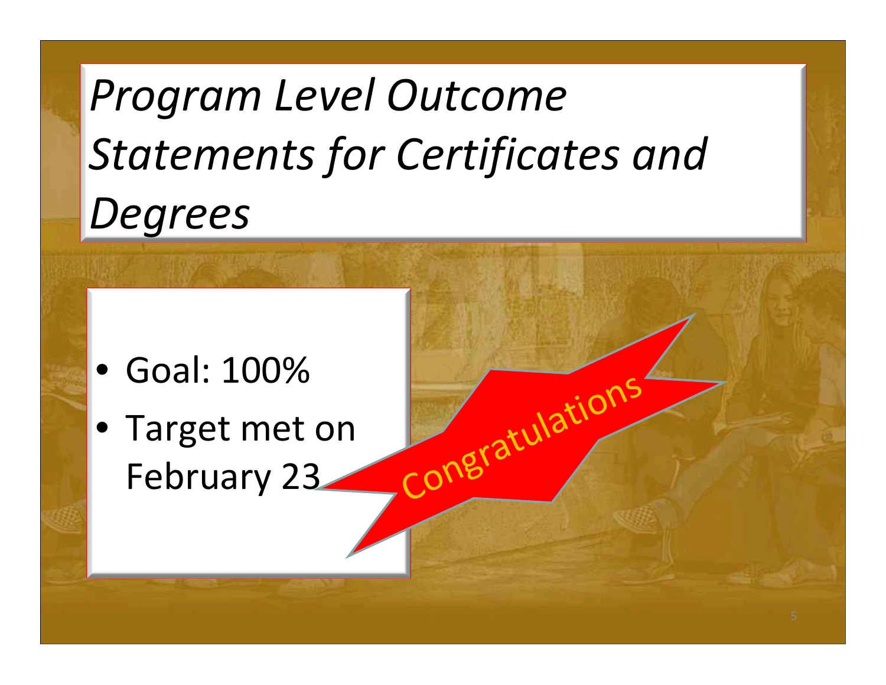# *Program Level Outcome Statements for Certificates and Degrees*

- Goal: 100%
- Target met on February 23

Congratulations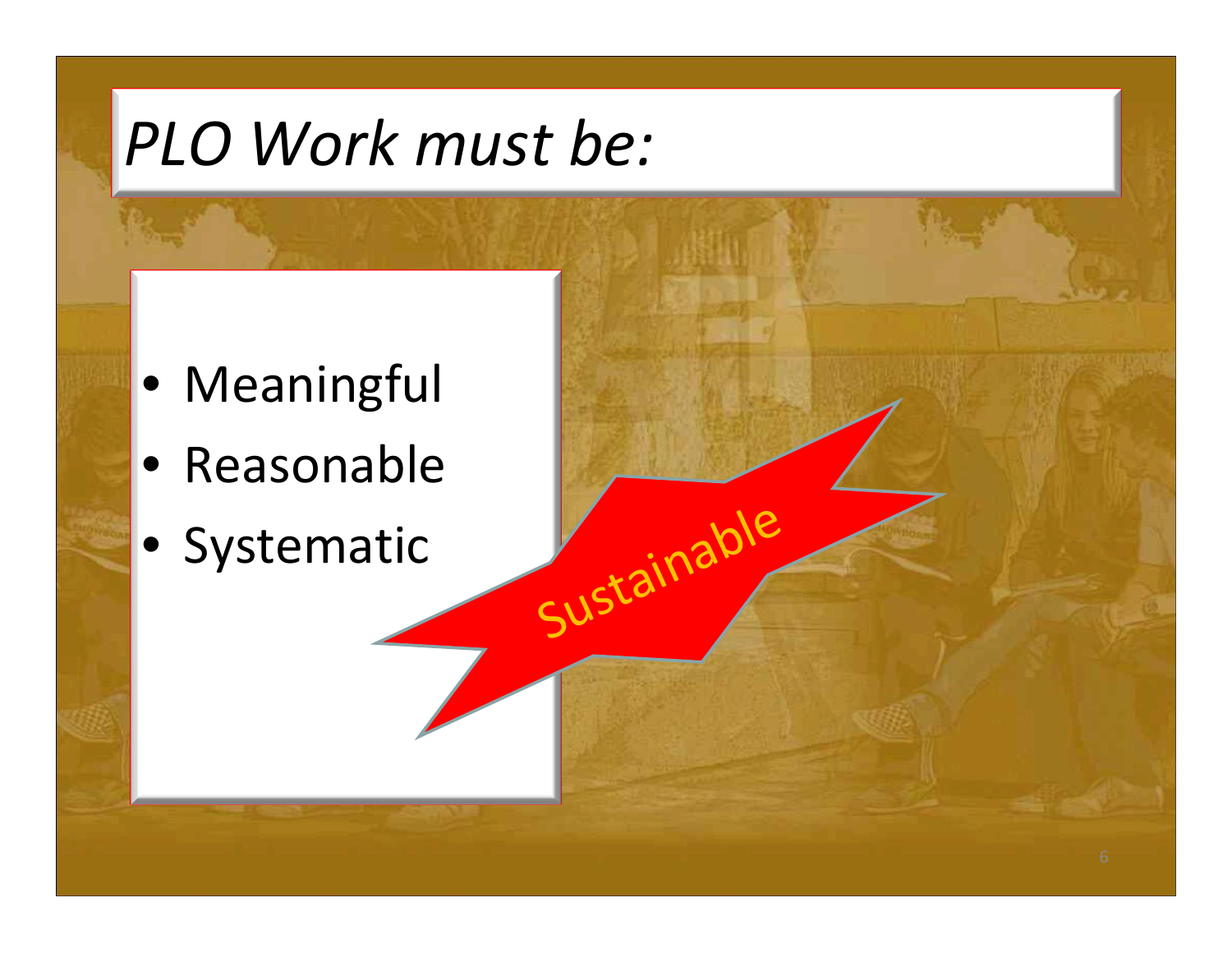# *PLO Work must be:*

- Meaningful
- Reasonable
- Systematic

Sustainable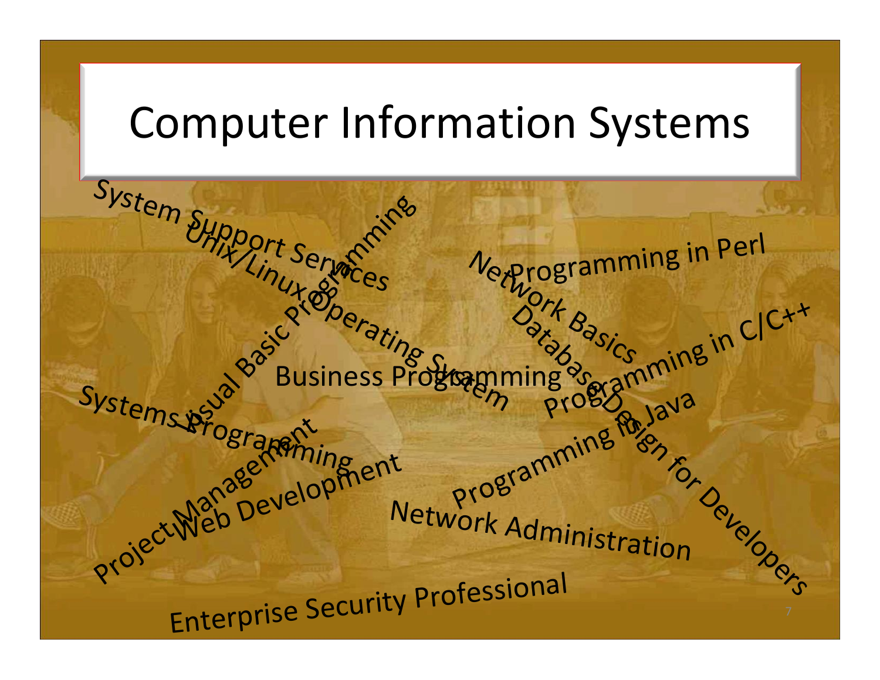# Computer Information Systems

- System Support Services
- Unix/Linux Operating System
- Visual Basic Programming
- Network Basics
- Programming in Perl
- Database Design for Developers
- Programming in C/C++
- Business Programming
- Programming in Java
- Systems Programming
- Project Management
- Web Development
- Network Administration
- Enterprise Security Professional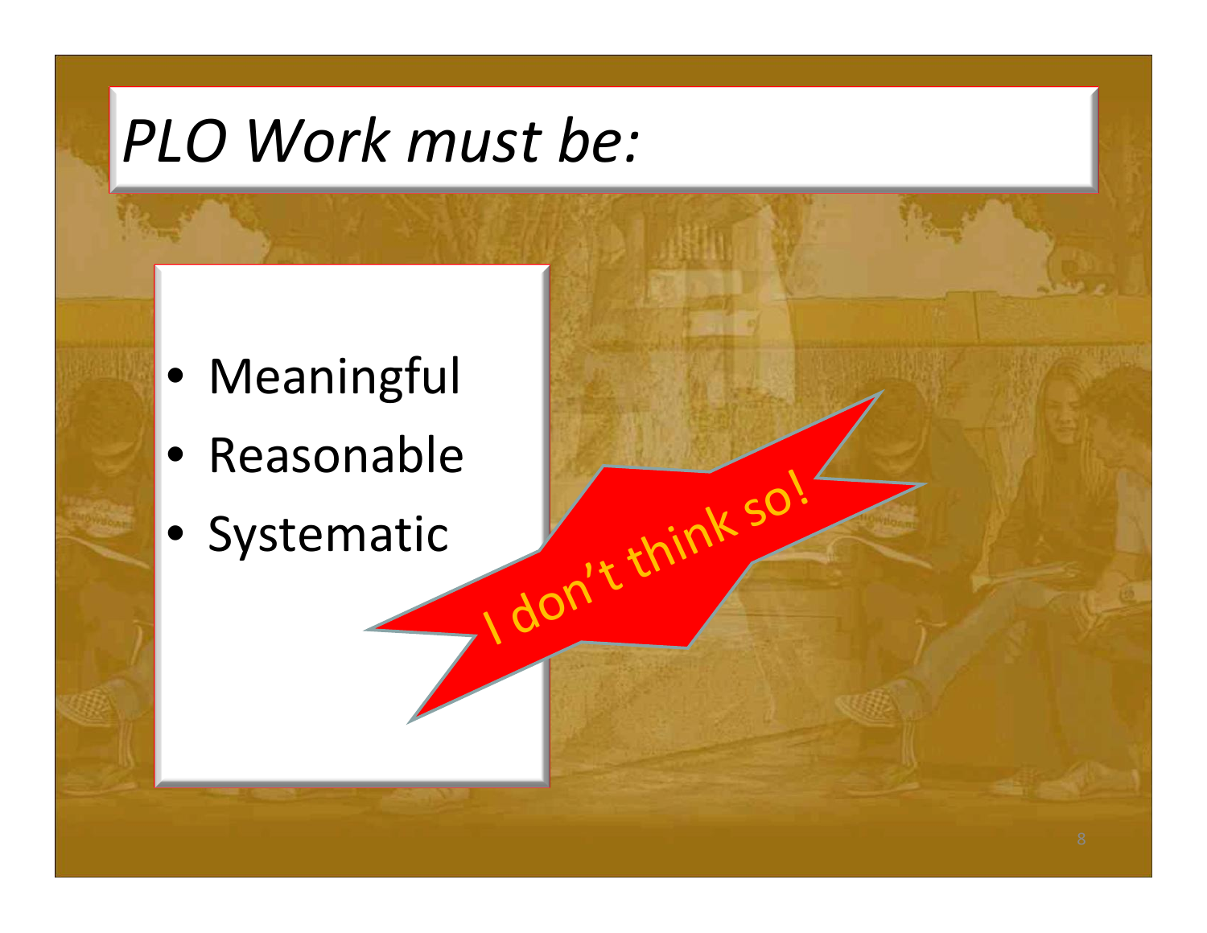# *PLO Work must be:*

- Meaningful
- Reasonable
- Systematic

I don't think so!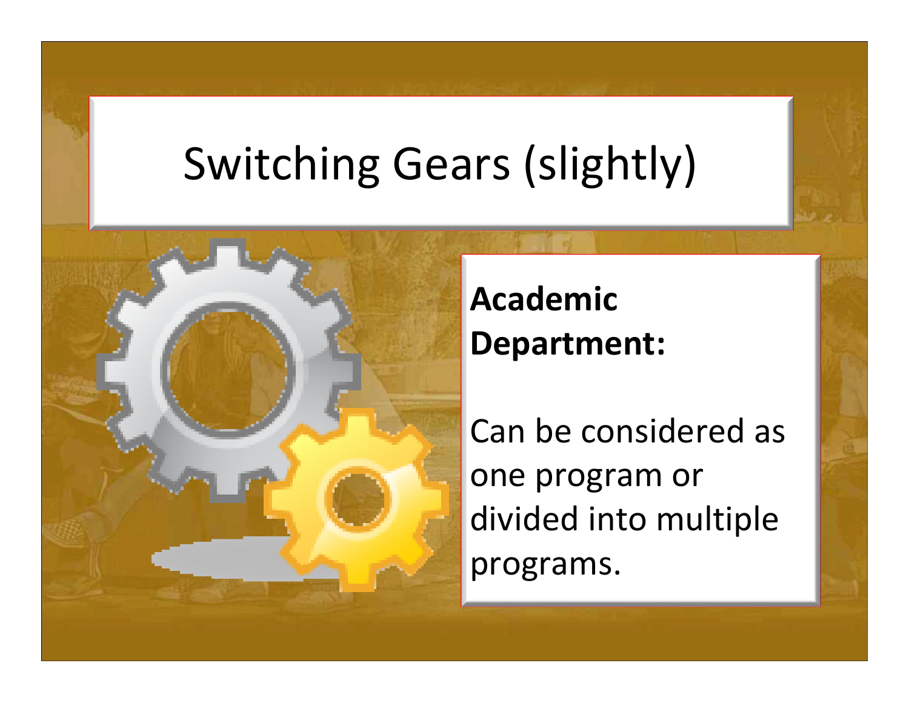# Switching Gears (slightly)

**Academic Department:**

Can be considered as one program or divided into multiple programs.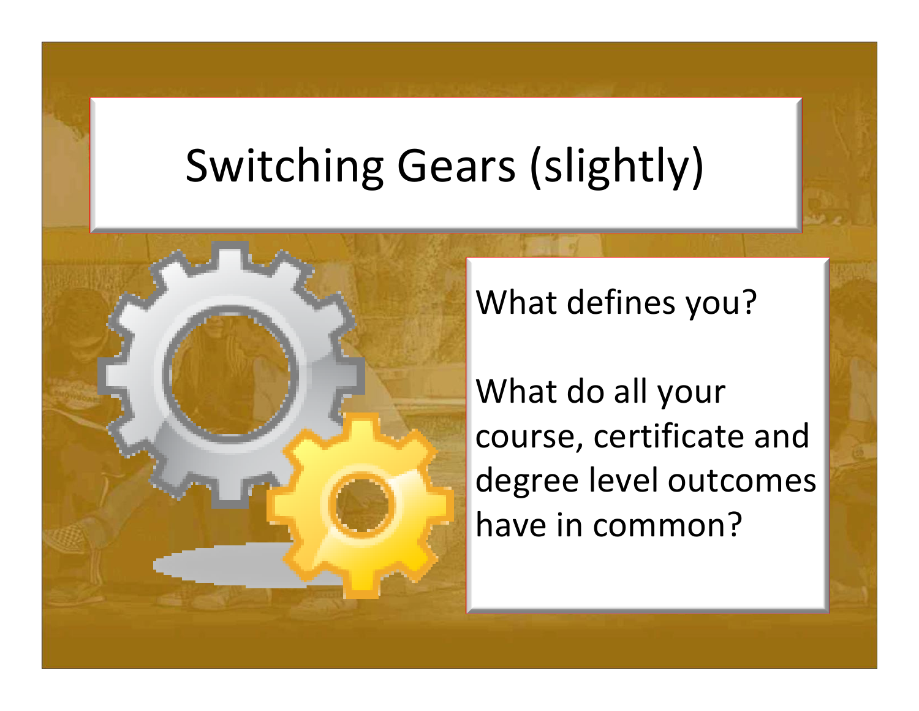# Switching Gears (slightly)

What defines you?

What do all your course, certificate and degree level outcomes have in common?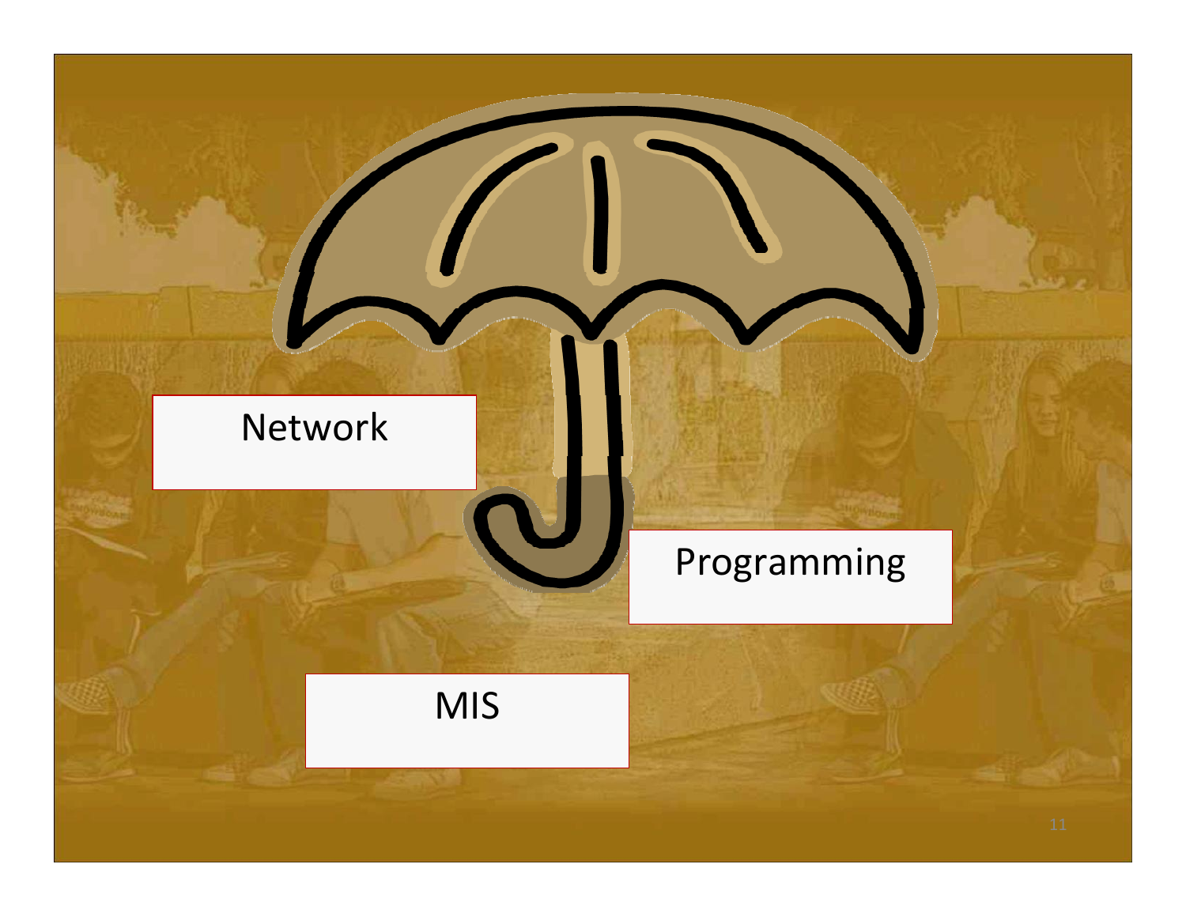Network

Programming

MIS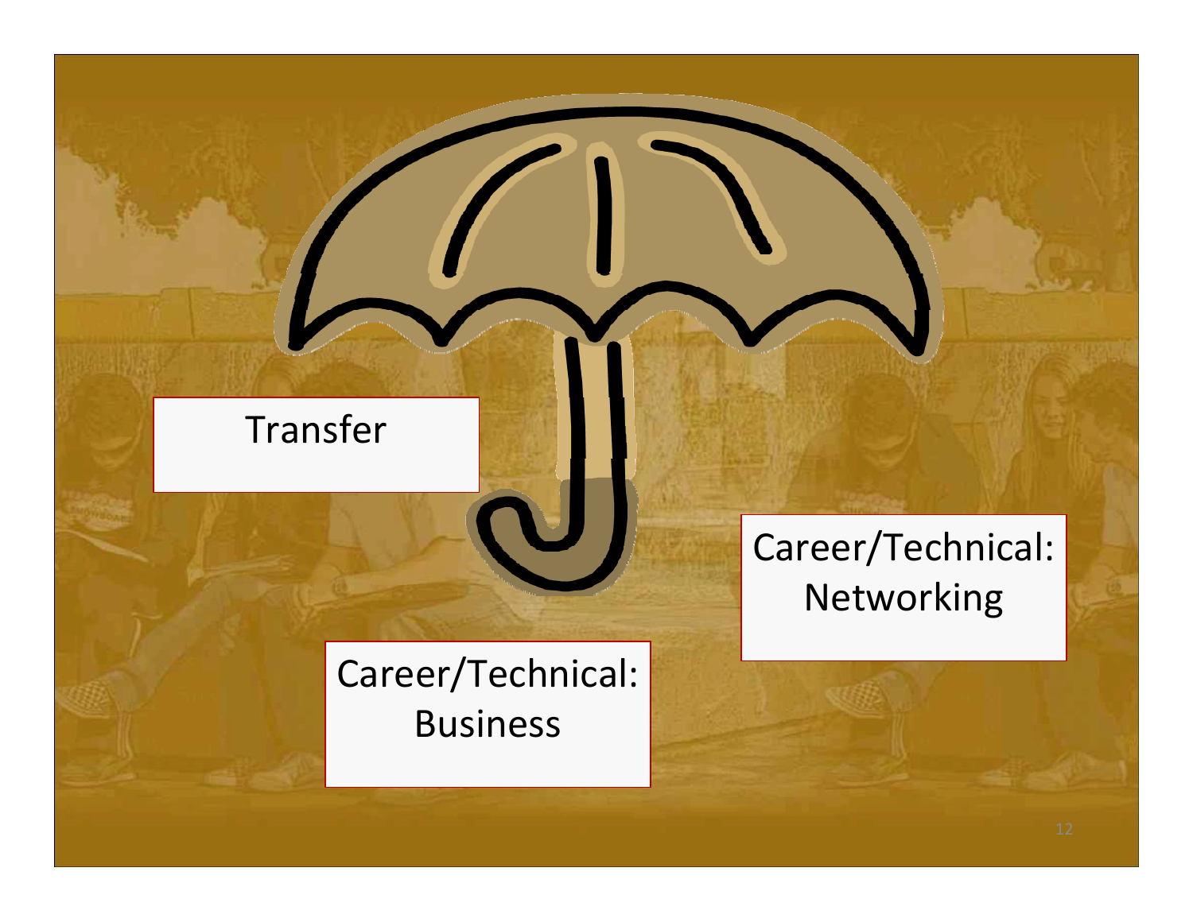Transfer

Career/Technical: Business

Career/Technical: Networking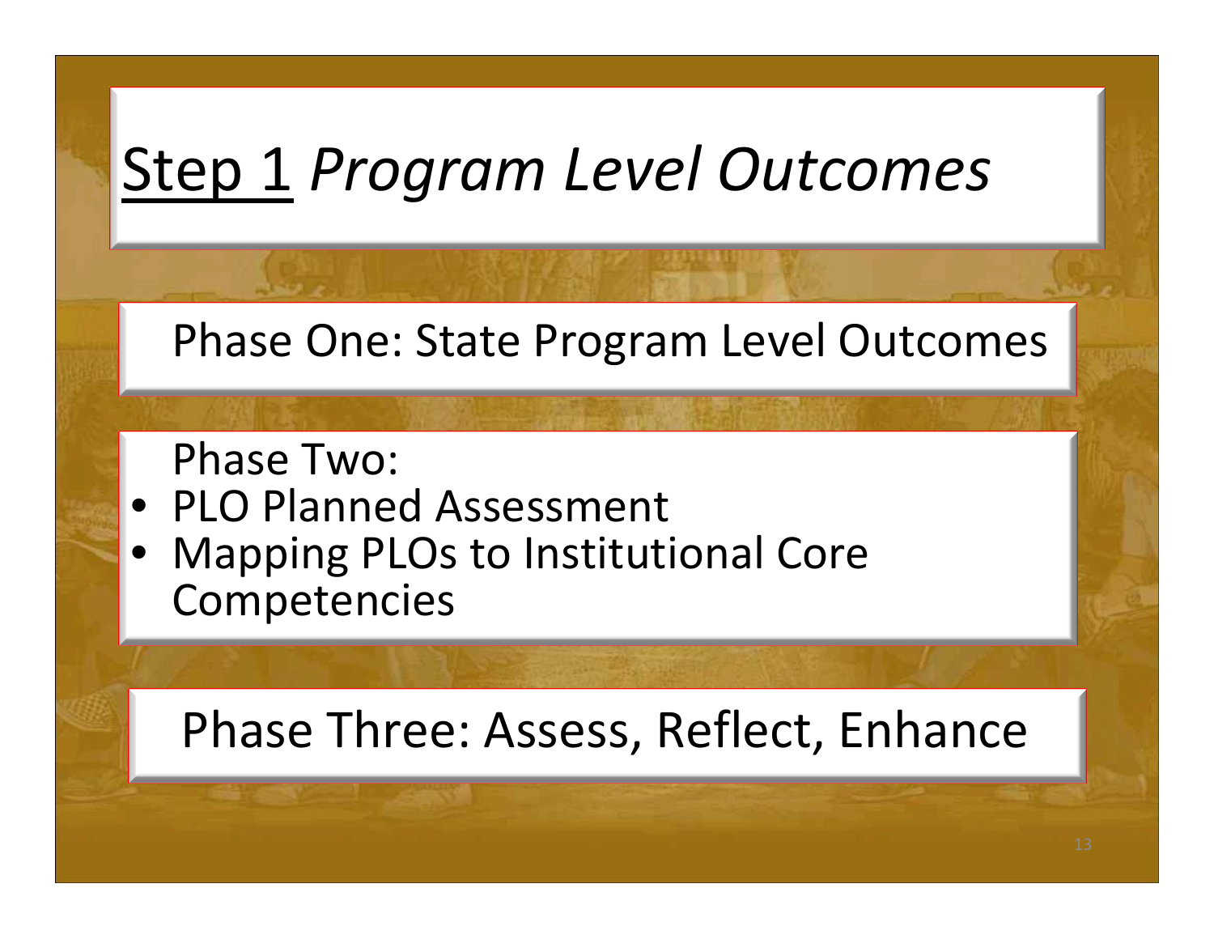# Step 1 *Program Level Outcomes*

Phase One: State Program Level Outcomes

Phase Two:

- PLO Planned Assessment
- Mapping PLOs to Institutional Core Competencies

Phase Three: Assess, Reflect, Enhance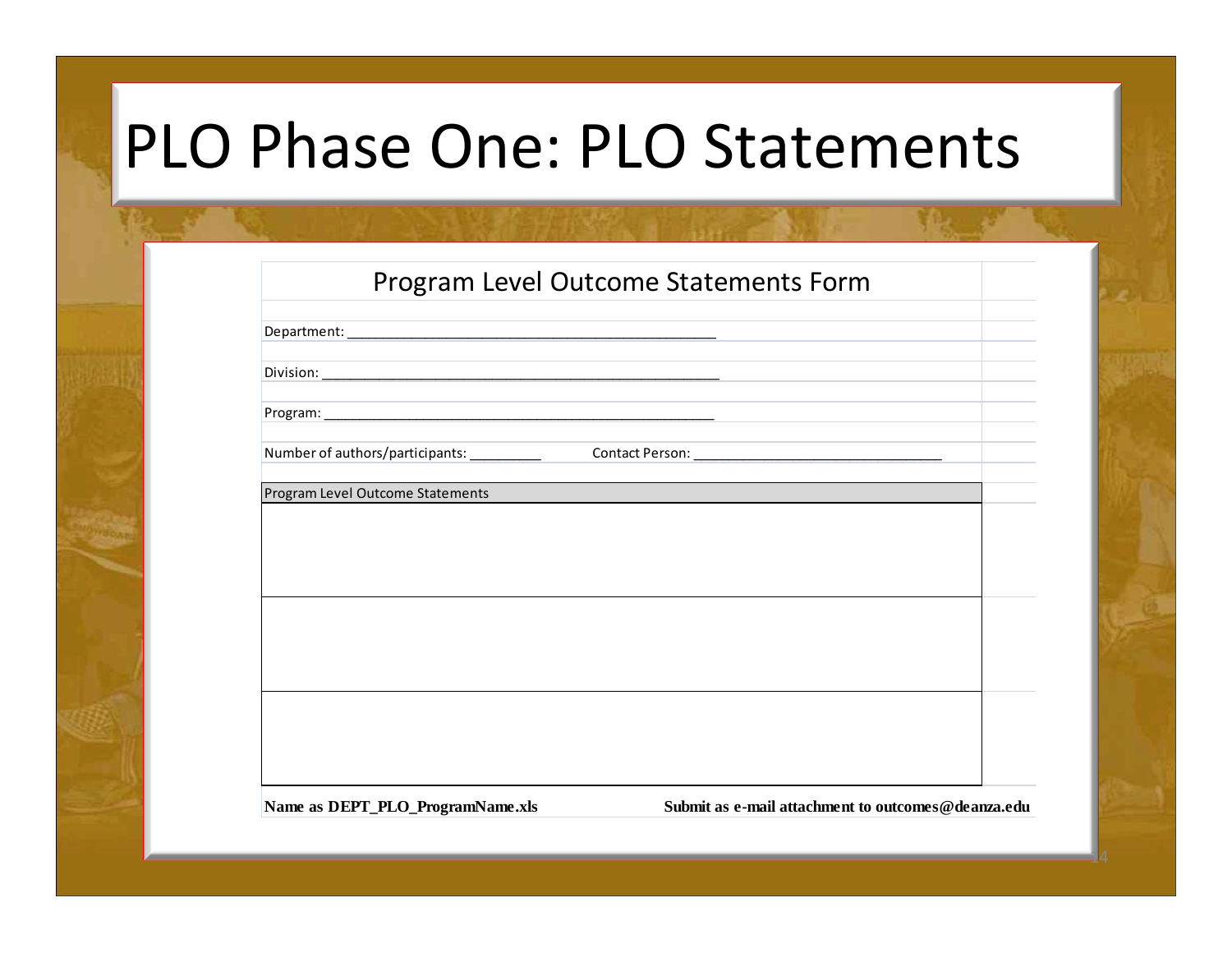# PLO Phase One: PLO Statements

## Program Level Outcome Statements Form

Department: ______________________________________________

Division: ______________________________________________

Program: ______________________________________________

Number of authors/participants: _________ Contact Person: ________________________________

| Program Level Outcome Statements |
| --- |
| |
| |
| |

**Name as DEPT_PLO_ProgramName.xls** **Submit as e-mail attachment to outcomes@deanza.edu**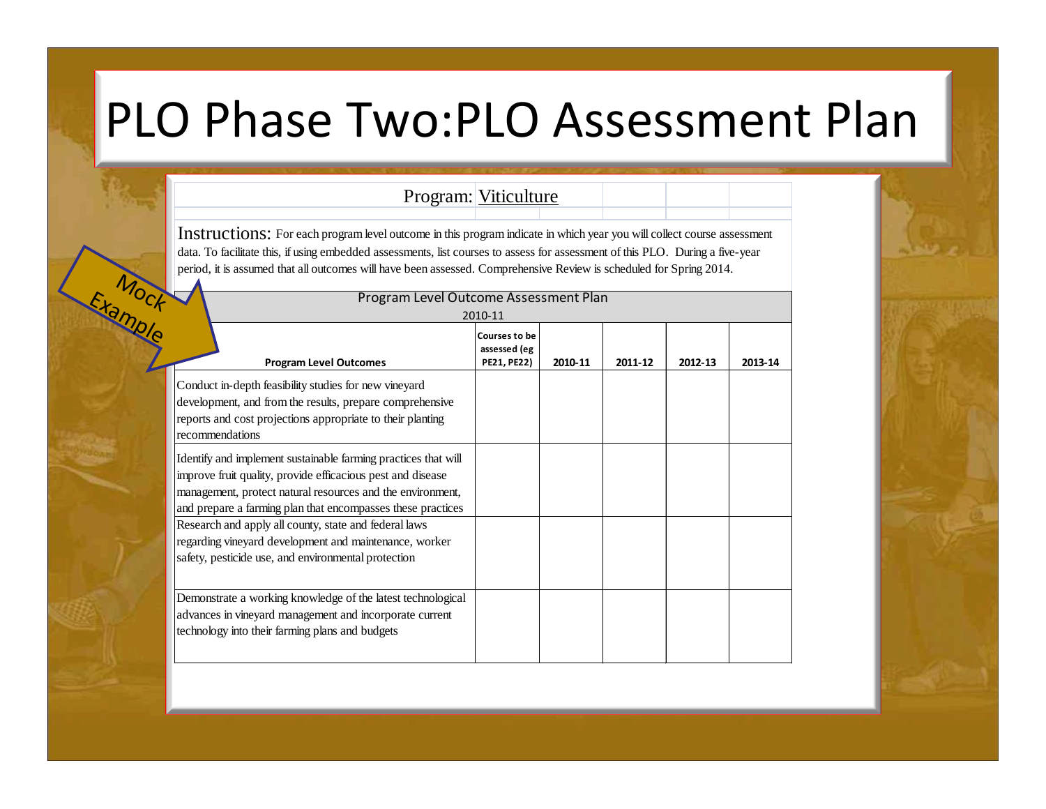# PLO Phase Two:PLO Assessment Plan

Mock Example

Program: Viticulture

Instructions: For each program level outcome in this program indicate in which year you will collect course assessment data. To facilitate this, if using embedded assessments, list courses to assess for assessment of this PLO. During a five-year period, it is assumed that all outcomes will have been assessed. Comprehensive Review is scheduled for Spring 2014.

Program Level Outcome Assessment Plan

2010-11

| Program Level Outcomes | Courses to be assessed (eg PE21, PE22) | 2010-11 | 2011-12 | 2012-13 | 2013-14 |
|---|---|---|---|---|---|
| Conduct in-depth feasibility studies for new vineyard development, and from the results, prepare comprehensive reports and cost projections appropriate to their planting recommendations | | | | | |
| Identify and implement sustainable farming practices that will improve fruit quality, provide efficacious pest and disease management, protect natural resources and the environment, and prepare a farming plan that encompasses these practices | | | | | |
| Research and apply all county, state and federal laws regarding vineyard development and maintenance, worker safety, pesticide use, and environmental protection | | | | | |
| Demonstrate a working knowledge of the latest technological advances in vineyard management and incorporate current technology into their farming plans and budgets | | | | | |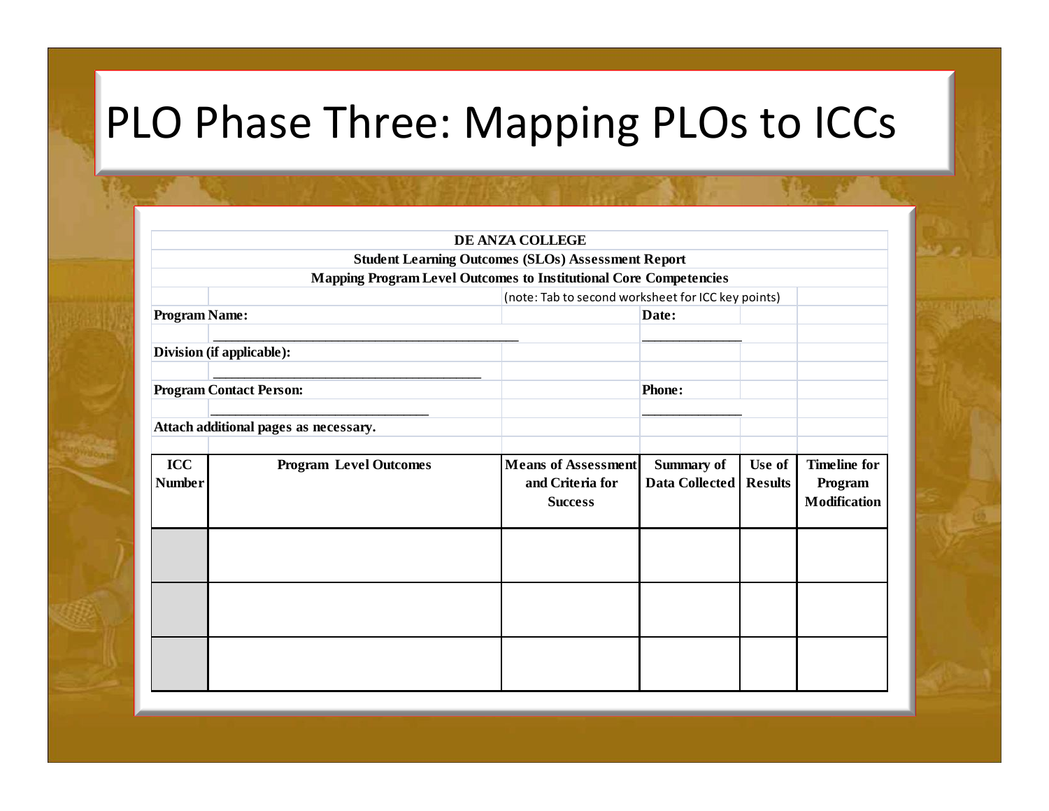# PLO Phase Three: Mapping PLOs to ICCs

**DE ANZA COLLEGE**

**Student Learning Outcomes (SLOs) Assessment Report**

**Mapping Program Level Outcomes to Institutional Core Competencies**

(note: Tab to second worksheet for ICC key points)

**Program Name:** ________________________________________ **Date:** ______________

**Division (if applicable):** ____________________________________

**Program Contact Person:** ______________________________ **Phone:** ______________

**Attach additional pages as necessary.**

| ICC Number | Program Level Outcomes | Means of Assessment and Criteria for Success | Summary of Data Collected | Use of Results | Timeline for Program Modification |
|---|---|---|---|---|---|
| | | | | | |
| | | | | | |
| | | | | | |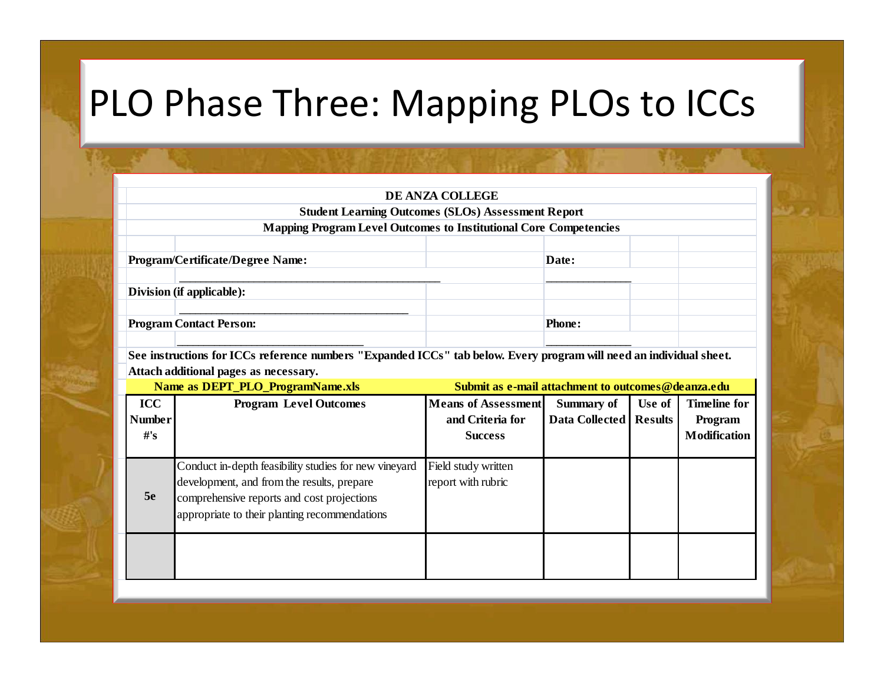# PLO Phase Three: Mapping PLOs to ICCs

**DE ANZA COLLEGE**

**Student Learning Outcomes (SLOs) Assessment Report**

**Mapping Program Level Outcomes to Institutional Core Competencies**

**Program/Certificate/Degree Name:** ________________________________________ **Date:** _____________

**Division (if applicable):** ____________________________________

**Program Contact Person:** ______________________________ **Phone:** _____________

**See instructions for ICCs reference numbers "Expanded ICCs" tab below. Every program will need an individual sheet. Attach additional pages as necessary.**

**Name as DEPT_PLO_ProgramName.xls** **Submit as e-mail attachment to outcomes@deanza.edu**

| ICC Number #'s | Program Level Outcomes | Means of Assessment and Criteria for Success | Summary of Data Collected | Use of Results | Timeline for Program Modification |
|---|---|---|---|---|---|
| 5e | Conduct in-depth feasibility studies for new vineyard development, and from the results, prepare comprehensive reports and cost projections appropriate to their planting recommendations | Field study written report with rubric | | | |
| | | | | | |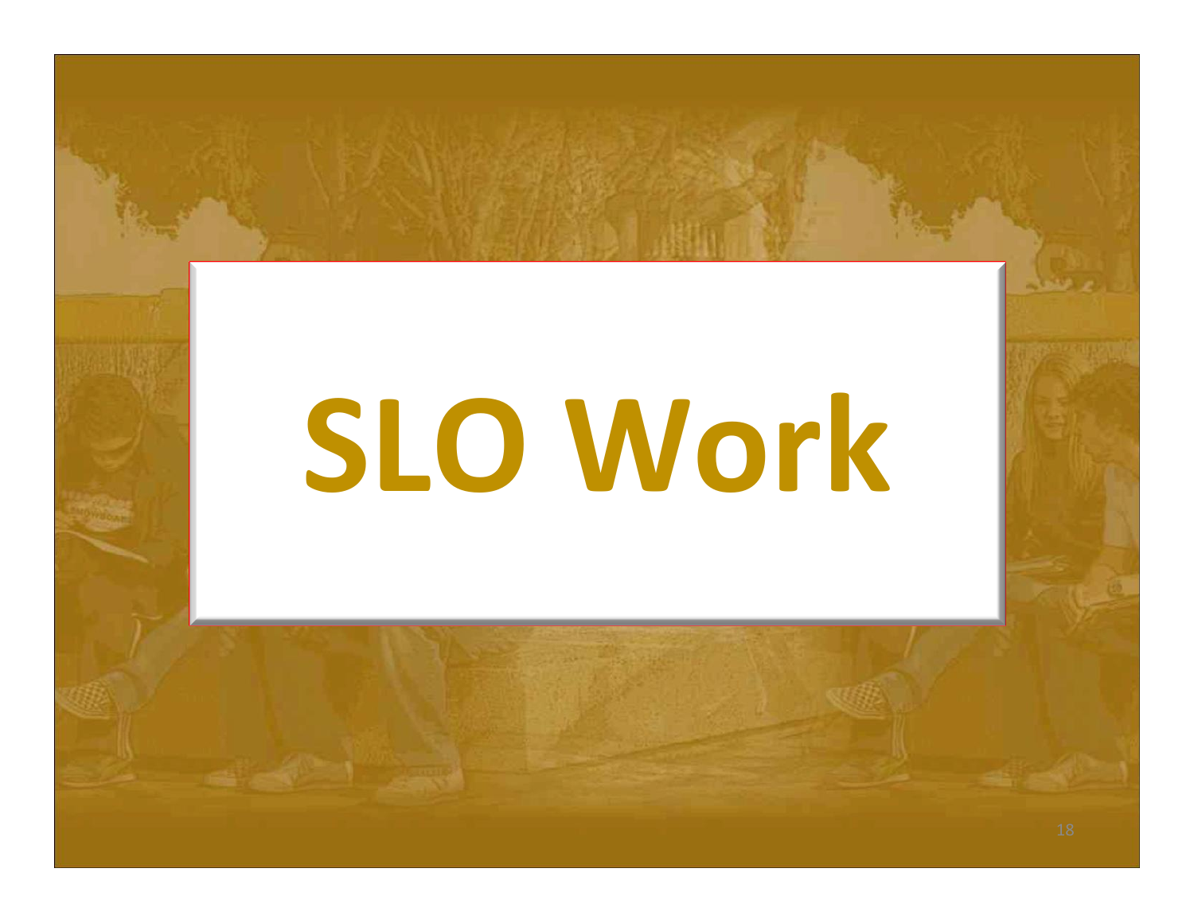# SLO Work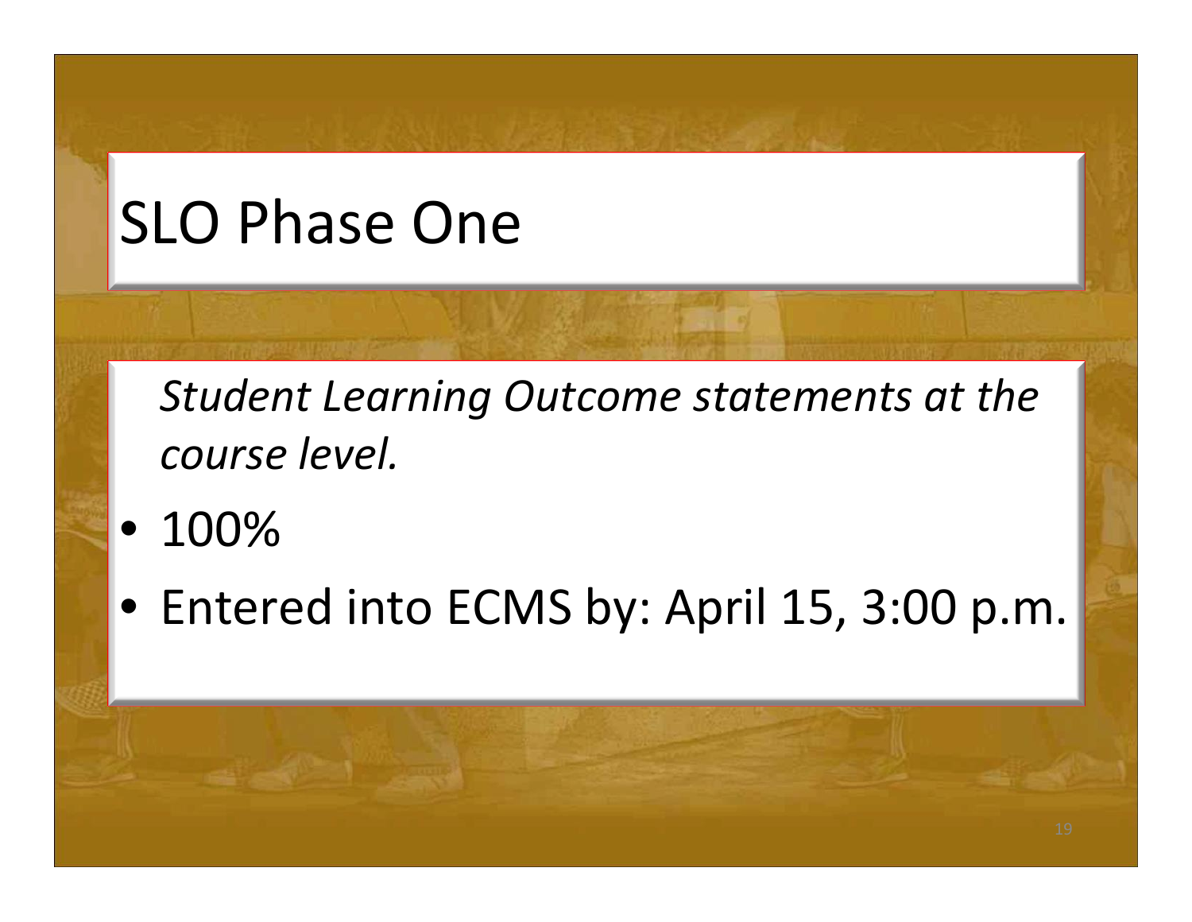# SLO Phase One

*Student Learning Outcome statements at the course level.*

- 100%
- Entered into ECMS by: April 15, 3:00 p.m.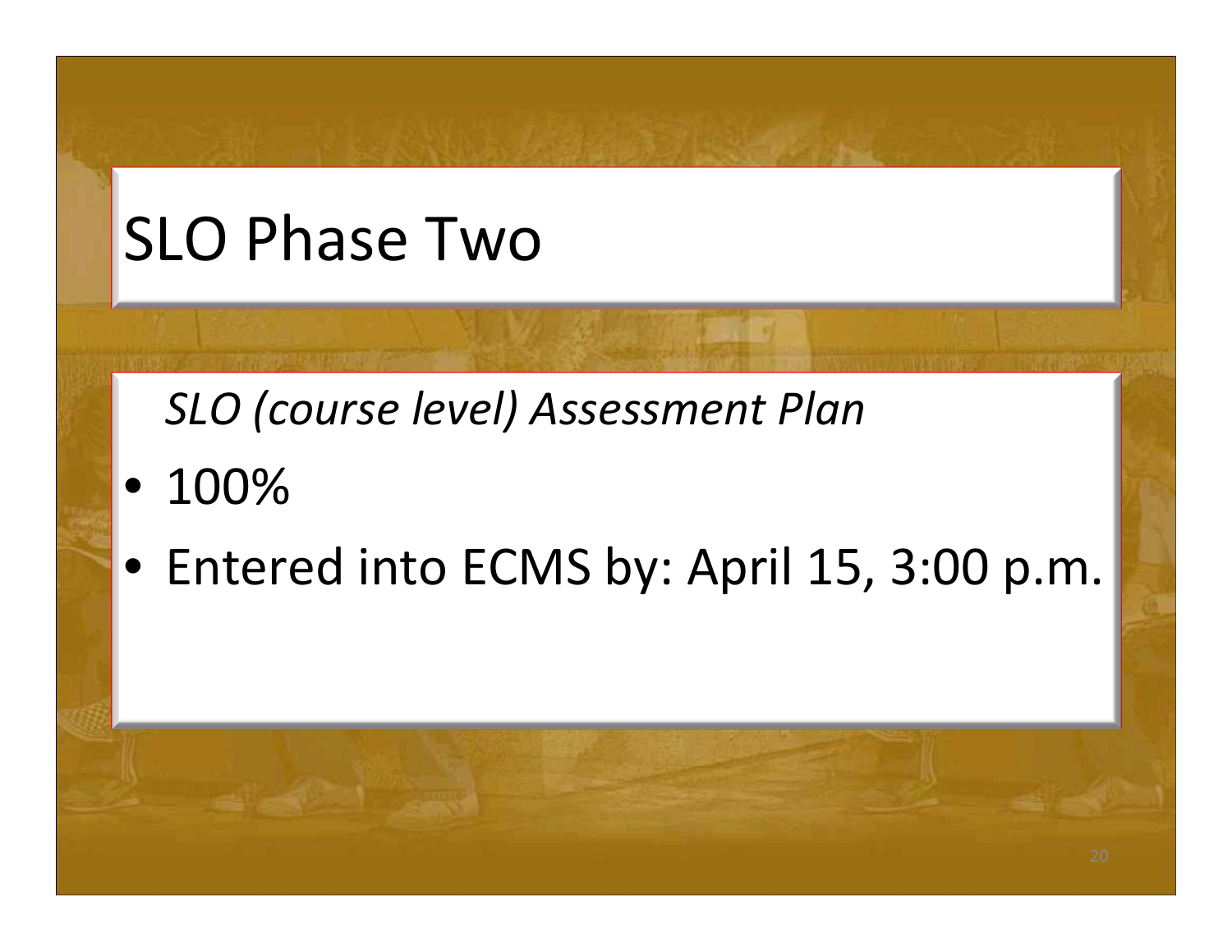# SLO Phase Two

*SLO (course level) Assessment Plan*

- 100%
- Entered into ECMS by: April 15, 3:00 p.m.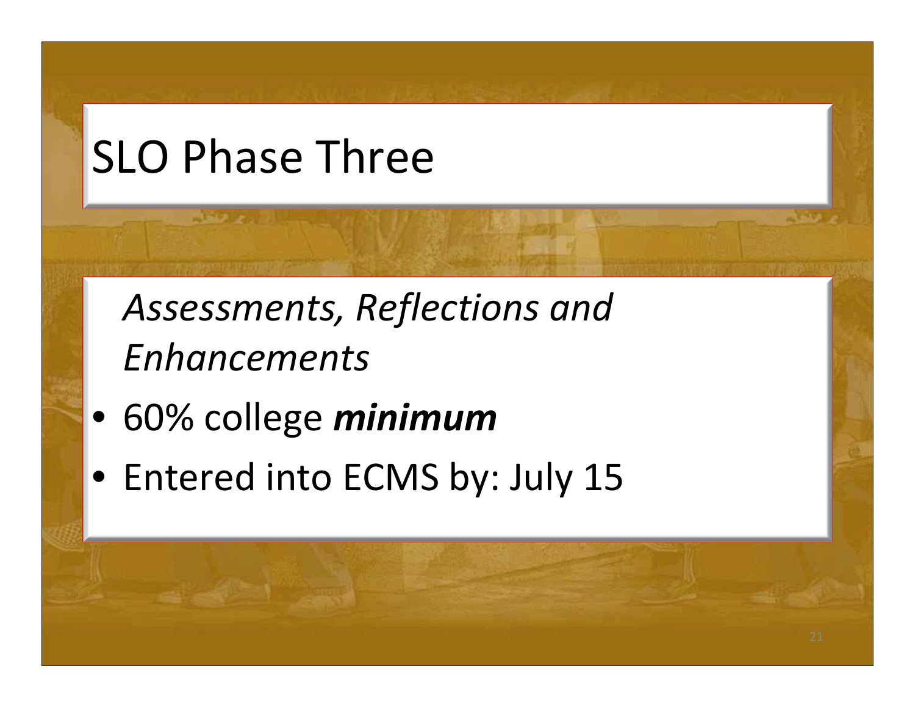# SLO Phase Three

*Assessments, Reflections and Enhancements*

- 60% college ***minimum***
- Entered into ECMS by: July 15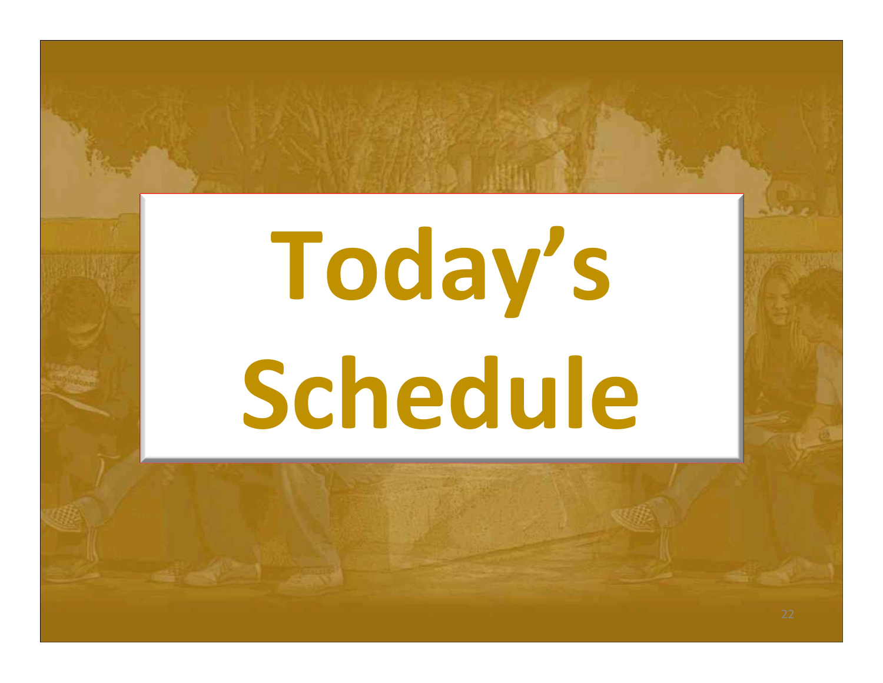# Today's Schedule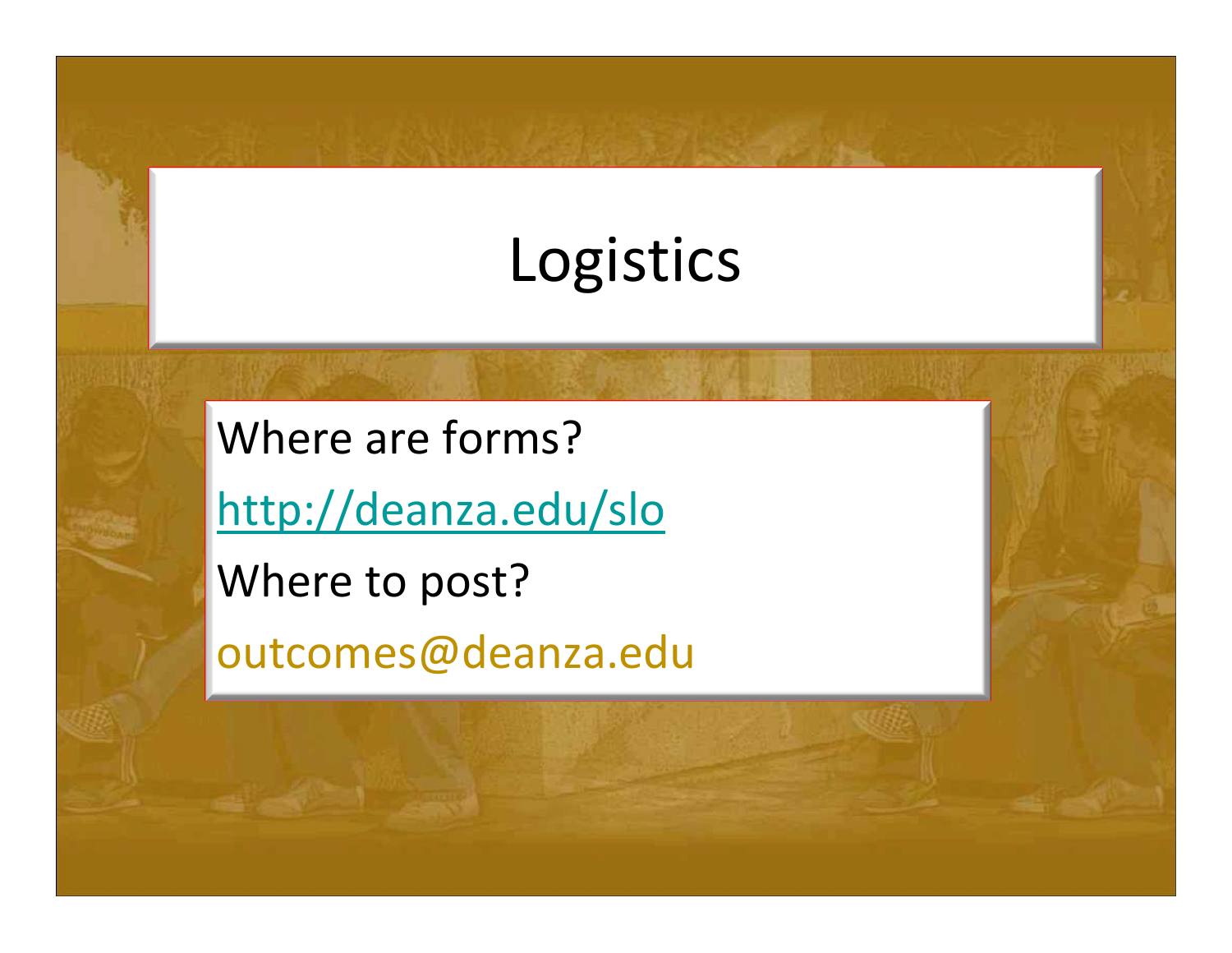# Logistics

Where are forms?

[http://deanza.edu/slo](http://deanza.edu/slo)

Where to post?

outcomes@deanza.edu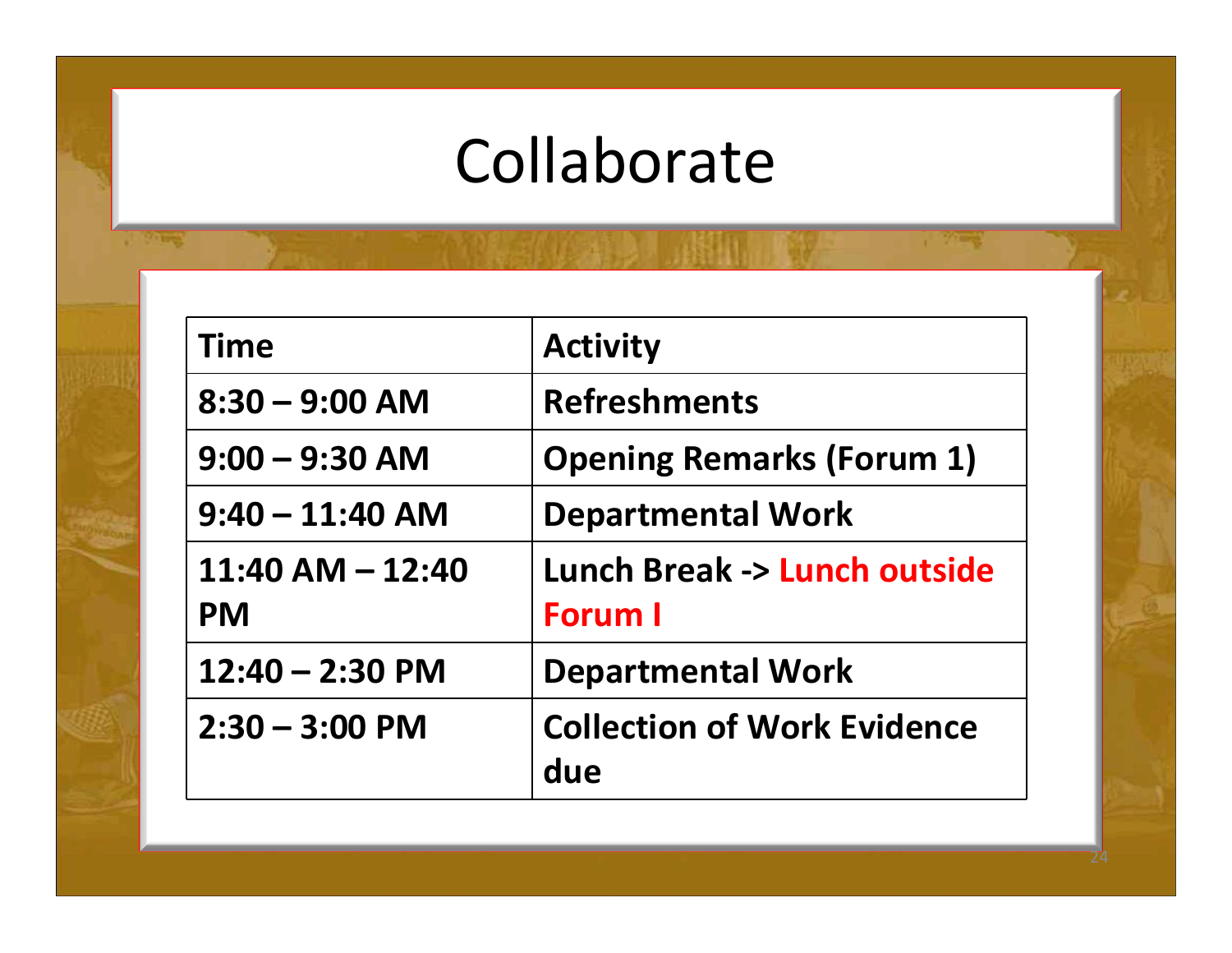# Collaborate

| Time | Activity |
| --- | --- |
| 8:30 – 9:00 AM | Refreshments |
| 9:00 – 9:30 AM | Opening Remarks (Forum 1) |
| 9:40 – 11:40 AM | Departmental Work |
| 11:40 AM – 12:40 PM | Lunch Break -> Lunch outside Forum I |
| 12:40 – 2:30 PM | Departmental Work |
| 2:30 – 3:00 PM | Collection of Work Evidence due |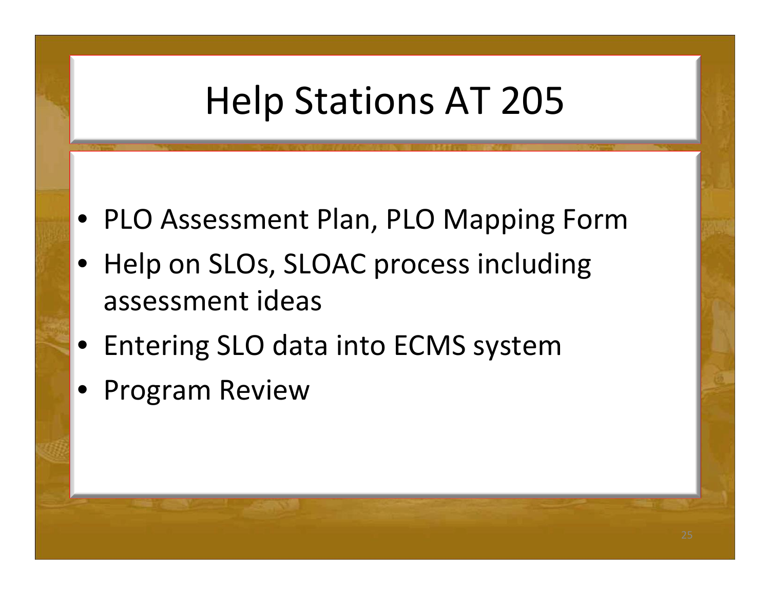# Help Stations AT 205

- PLO Assessment Plan, PLO Mapping Form
- Help on SLOs, SLOAC process including assessment ideas
- Entering SLO data into ECMS system
- Program Review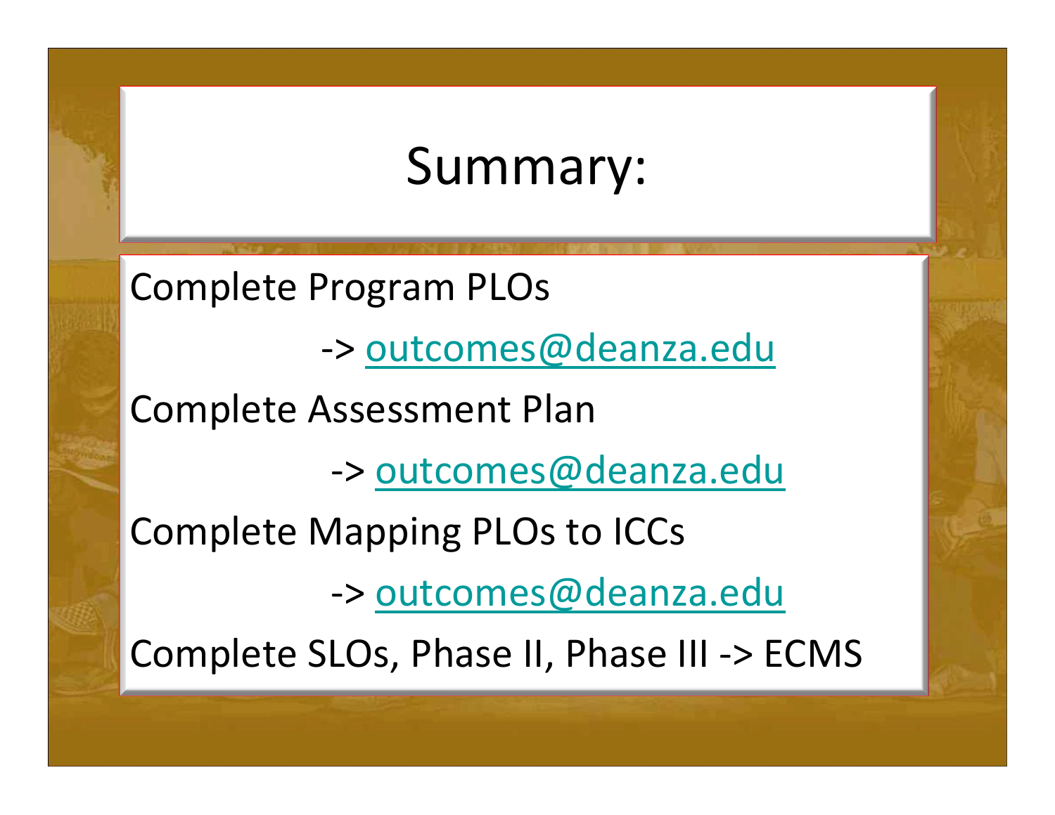# Summary:

Complete Program PLOs

-> outcomes@deanza.edu

Complete Assessment Plan

-> outcomes@deanza.edu

Complete Mapping PLOs to ICCs

-> outcomes@deanza.edu

Complete SLOs, Phase II, Phase III -> ECMS